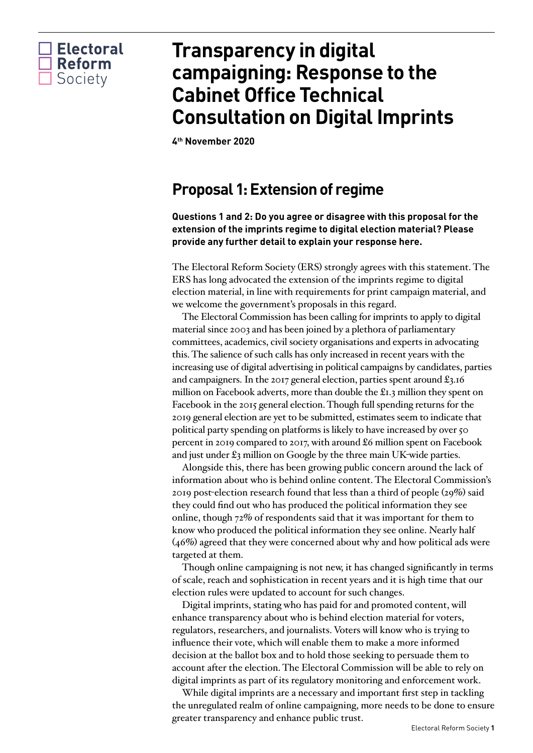Electoral Reform Society

# Transparency in digital campaigning: Response to the Cabinet Office Technical Consultation on Digital Imprints

**4th November 2020**

## Proposal 1: Extension of regime

**Questions 1 and 2: Do you agree or disagree with this proposal for the extension of the imprints regime to digital election material? Please provide any further detail to explain your response here.**

The Electoral Reform Society (ERS) strongly agrees with this statement. The ERS has long advocated the extension of the imprints regime to digital election material, in line with requirements for print campaign material, and we welcome the government's proposals in this regard.

The Electoral Commission has been calling for imprints to apply to digital material since 2003 and has been joined by a plethora of parliamentary committees, academics, civil society organisations and experts in advocating this. The salience of such calls has only increased in recent years with the increasing use of digital advertising in political campaigns by candidates, parties and campaigners. In the 2017 general election, parties spent around £3.16 million on Facebook adverts, more than double the £1.3 million they spent on Facebook in the 2015 general election. Though full spending returns for the 2019 general election are yet to be submitted, estimates seem to indicate that political party spending on platforms is likely to have increased by over 50 percent in 2019 compared to 2017, with around £6 million spent on Facebook and just under £3 million on Google by the three main UK-wide parties.

Alongside this, there has been growing public concern around the lack of information about who is behind online content. The Electoral Commission's 2019 post-election research found that less than a third of people (29%) said they could find out who has produced the political information they see online, though 72% of respondents said that it was important for them to know who produced the political information they see online. Nearly half (46%) agreed that they were concerned about why and how political ads were targeted at them.

Though online campaigning is not new, it has changed significantly in terms of scale, reach and sophistication in recent years and it is high time that our election rules were updated to account for such changes.

Digital imprints, stating who has paid for and promoted content, will enhance transparency about who is behind election material for voters, regulators, researchers, and journalists. Voters will know who is trying to influence their vote, which will enable them to make a more informed decision at the ballot box and to hold those seeking to persuade them to account after the election. The Electoral Commission will be able to rely on digital imprints as part of its regulatory monitoring and enforcement work.

While digital imprints are a necessary and important first step in tackling the unregulated realm of online campaigning, more needs to be done to ensure greater transparency and enhance public trust.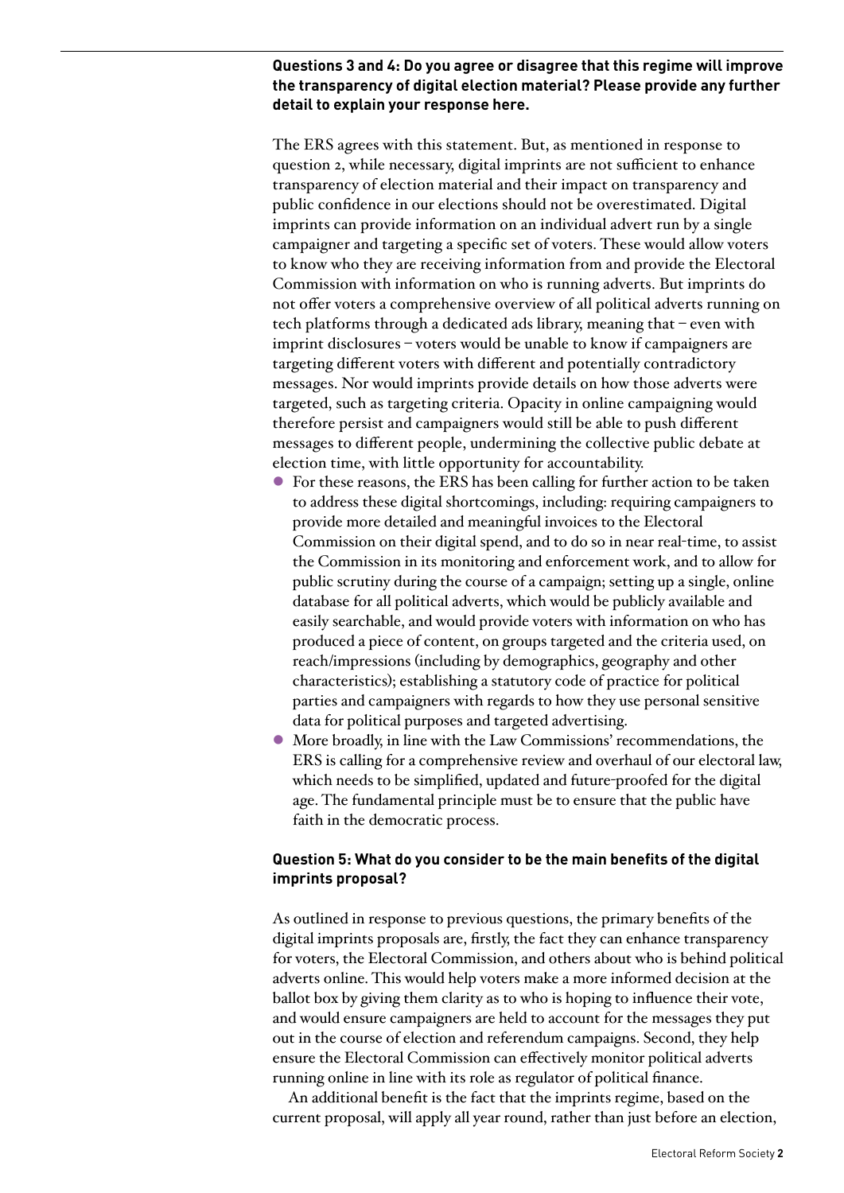**Questions 3 and 4: Do you agree or disagree that this regime will improve the transparency of digital election material? Please provide any further detail to explain your response here.**

The ERS agrees with this statement. But, as mentioned in response to question 2, while necessary, digital imprints are not sufficient to enhance transparency of election material and their impact on transparency and public confidence in our elections should not be overestimated. Digital imprints can provide information on an individual advert run by a single campaigner and targeting a specific set of voters. These would allow voters to know who they are receiving information from and provide the Electoral Commission with information on who is running adverts. But imprints do not offer voters a comprehensive overview of all political adverts running on tech platforms through a dedicated ads library, meaning that – even with imprint disclosures – voters would be unable to know if campaigners are targeting different voters with different and potentially contradictory messages. Nor would imprints provide details on how those adverts were targeted, such as targeting criteria. Opacity in online campaigning would therefore persist and campaigners would still be able to push different messages to different people, undermining the collective public debate at election time, with little opportunity for accountability.

- For these reasons, the ERS has been calling for further action to be taken to address these digital shortcomings, including: requiring campaigners to provide more detailed and meaningful invoices to the Electoral Commission on their digital spend, and to do so in near real-time, to assist the Commission in its monitoring and enforcement work, and to allow for public scrutiny during the course of a campaign; setting up a single, online database for all political adverts, which would be publicly available and easily searchable, and would provide voters with information on who has produced a piece of content, on groups targeted and the criteria used, on reach/impressions (including by demographics, geography and other characteristics); establishing a statutory code of practice for political parties and campaigners with regards to how they use personal sensitive data for political purposes and targeted advertising.
- More broadly, in line with the Law Commissions' recommendations, the ERS is calling for a comprehensive review and overhaul of our electoral law, which needs to be simplified, updated and future-proofed for the digital age. The fundamental principle must be to ensure that the public have faith in the democratic process.

**Question 5: What do you consider to be the main benefits of the digital imprints proposal?**

As outlined in response to previous questions, the primary benefits of the digital imprints proposals are, firstly, the fact they can enhance transparency for voters, the Electoral Commission, and others about who is behind political adverts online. This would help voters make a more informed decision at the ballot box by giving them clarity as to who is hoping to influence their vote, and would ensure campaigners are held to account for the messages they put out in the course of election and referendum campaigns. Second, they help ensure the Electoral Commission can effectively monitor political adverts running online in line with its role as regulator of political finance.

An additional benefit is the fact that the imprints regime, based on the current proposal, will apply all year round, rather than just before an election,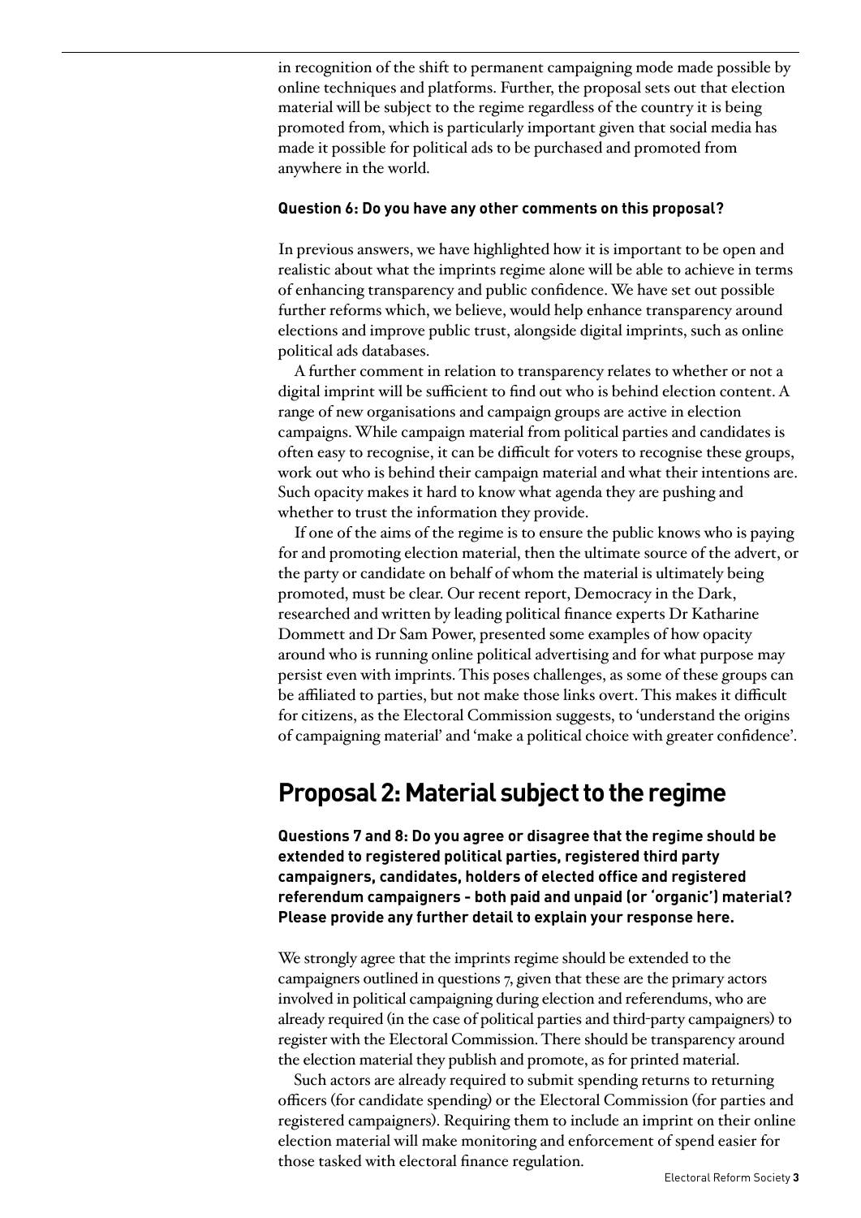in recognition of the shift to permanent campaigning mode made possible by online techniques and platforms. Further, the proposal sets out that election material will be subject to the regime regardless of the country it is being promoted from, which is particularly important given that social media has made it possible for political ads to be purchased and promoted from anywhere in the world.

**Question 6: Do you have any other comments on this proposal?**

In previous answers, we have highlighted how it is important to be open and realistic about what the imprints regime alone will be able to achieve in terms of enhancing transparency and public confidence. We have set out possible further reforms which, we believe, would help enhance transparency around elections and improve public trust, alongside digital imprints, such as online political ads databases.

A further comment in relation to transparency relates to whether or not a digital imprint will be sufficient to find out who is behind election content. A range of new organisations and campaign groups are active in election campaigns. While campaign material from political parties and candidates is often easy to recognise, it can be difficult for voters to recognise these groups, work out who is behind their campaign material and what their intentions are. Such opacity makes it hard to know what agenda they are pushing and whether to trust the information they provide.

If one of the aims of the regime is to ensure the public knows who is paying for and promoting election material, then the ultimate source of the advert, or the party or candidate on behalf of whom the material is ultimately being promoted, must be clear. Our recent report, Democracy in the Dark, researched and written by leading political finance experts Dr Katharine Dommett and Dr Sam Power, presented some examples of how opacity around who is running online political advertising and for what purpose may persist even with imprints. This poses challenges, as some of these groups can be affiliated to parties, but not make those links overt. This makes it difficult for citizens, as the Electoral Commission suggests, to 'understand the origins of campaigning material' and 'make a political choice with greater confidence'.

## Proposal 2: Material subject to the regime

**Questions 7 and 8: Do you agree or disagree that the regime should be extended to registered political parties, registered third party campaigners, candidates, holders of elected office and registered referendum campaigners - both paid and unpaid (or 'organic') material? Please provide any further detail to explain your response here.**

We strongly agree that the imprints regime should be extended to the campaigners outlined in questions 7, given that these are the primary actors involved in political campaigning during election and referendums, who are already required (in the case of political parties and third-party campaigners) to register with the Electoral Commission. There should be transparency around the election material they publish and promote, as for printed material.

Such actors are already required to submit spending returns to returning officers (for candidate spending) or the Electoral Commission (for parties and registered campaigners). Requiring them to include an imprint on their online election material will make monitoring and enforcement of spend easier for those tasked with electoral finance regulation.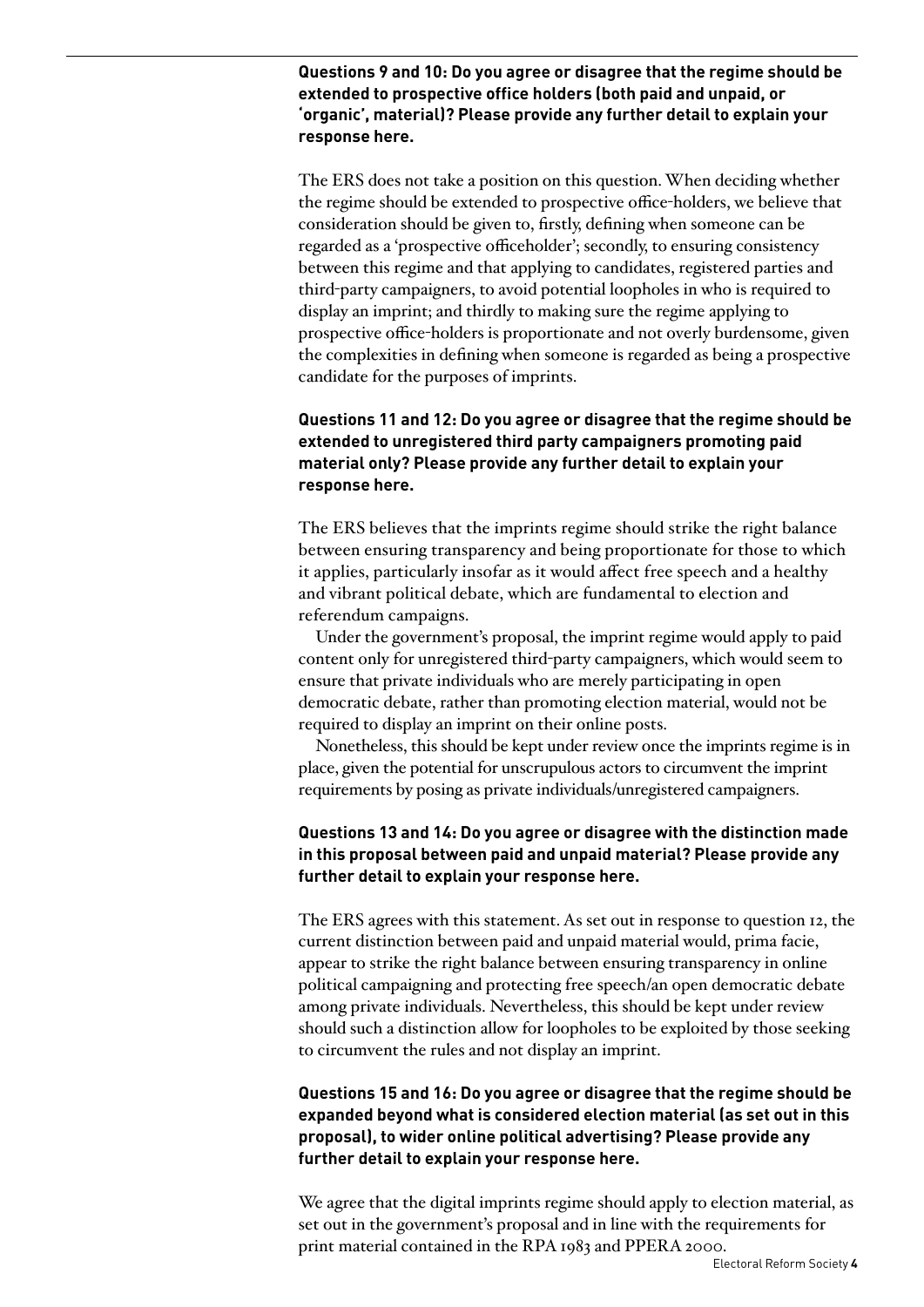**Questions 9 and 10: Do you agree or disagree that the regime should be extended to prospective office holders (both paid and unpaid, or 'organic', material)? Please provide any further detail to explain your response here.**

The ERS does not take a position on this question. When deciding whether the regime should be extended to prospective office-holders, we believe that consideration should be given to, firstly, defining when someone can be regarded as a 'prospective officeholder'; secondly, to ensuring consistency between this regime and that applying to candidates, registered parties and third-party campaigners, to avoid potential loopholes in who is required to display an imprint; and thirdly to making sure the regime applying to prospective office-holders is proportionate and not overly burdensome, given the complexities in defining when someone is regarded as being a prospective candidate for the purposes of imprints.

**Questions 11 and 12: Do you agree or disagree that the regime should be extended to unregistered third party campaigners promoting paid material only? Please provide any further detail to explain your response here.**

The ERS believes that the imprints regime should strike the right balance between ensuring transparency and being proportionate for those to which it applies, particularly insofar as it would affect free speech and a healthy and vibrant political debate, which are fundamental to election and referendum campaigns.

Under the government's proposal, the imprint regime would apply to paid content only for unregistered third-party campaigners, which would seem to ensure that private individuals who are merely participating in open democratic debate, rather than promoting election material, would not be required to display an imprint on their online posts.

Nonetheless, this should be kept under review once the imprints regime is in place, given the potential for unscrupulous actors to circumvent the imprint requirements by posing as private individuals/unregistered campaigners.

**Questions 13 and 14: Do you agree or disagree with the distinction made in this proposal between paid and unpaid material? Please provide any further detail to explain your response here.**

The ERS agrees with this statement. As set out in response to question 12, the current distinction between paid and unpaid material would, prima facie, appear to strike the right balance between ensuring transparency in online political campaigning and protecting free speech/an open democratic debate among private individuals. Nevertheless, this should be kept under review should such a distinction allow for loopholes to be exploited by those seeking to circumvent the rules and not display an imprint.

**Questions 15 and 16: Do you agree or disagree that the regime should be expanded beyond what is considered election material (as set out in this proposal), to wider online political advertising? Please provide any further detail to explain your response here.**

We agree that the digital imprints regime should apply to election material, as set out in the government's proposal and in line with the requirements for print material contained in the RPA 1983 and PPERA 2000.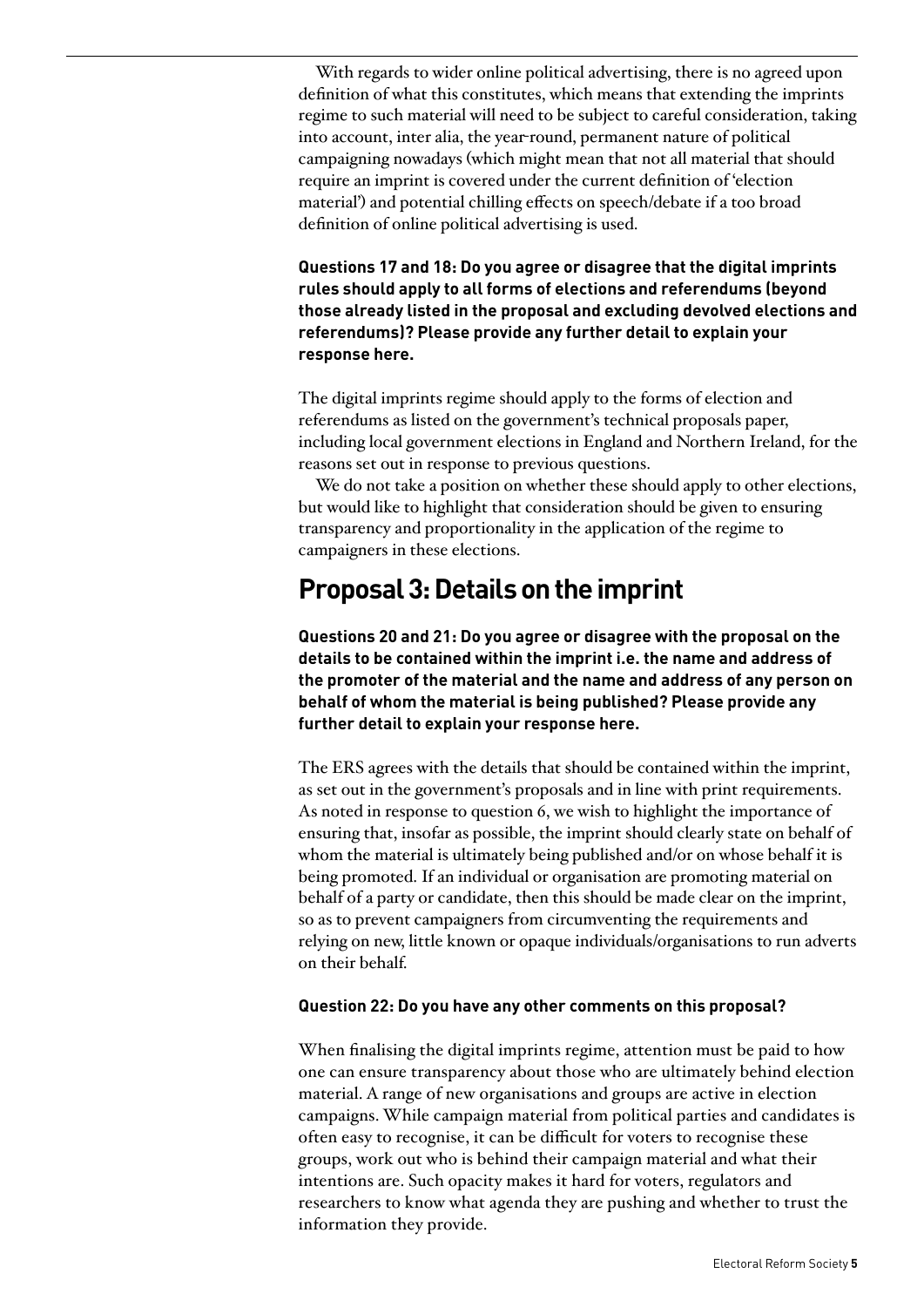With regards to wider online political advertising, there is no agreed upon definition of what this constitutes, which means that extending the imprints regime to such material will need to be subject to careful consideration, taking into account, inter alia, the year-round, permanent nature of political campaigning nowadays (which might mean that not all material that should require an imprint is covered under the current definition of 'election material') and potential chilling effects on speech/debate if a too broad definition of online political advertising is used.

**Questions 17 and 18: Do you agree or disagree that the digital imprints rules should apply to all forms of elections and referendums (beyond those already listed in the proposal and excluding devolved elections and referendums)? Please provide any further detail to explain your response here.**

The digital imprints regime should apply to the forms of election and referendums as listed on the government's technical proposals paper, including local government elections in England and Northern Ireland, for the reasons set out in response to previous questions.

We do not take a position on whether these should apply to other elections, but would like to highlight that consideration should be given to ensuring transparency and proportionality in the application of the regime to campaigners in these elections.

## Proposal 3: Details on the imprint

**Questions 20 and 21: Do you agree or disagree with the proposal on the details to be contained within the imprint i.e. the name and address of the promoter of the material and the name and address of any person on behalf of whom the material is being published? Please provide any further detail to explain your response here.**

The ERS agrees with the details that should be contained within the imprint, as set out in the government's proposals and in line with print requirements. As noted in response to question 6, we wish to highlight the importance of ensuring that, insofar as possible, the imprint should clearly state on behalf of whom the material is ultimately being published and/or on whose behalf it is being promoted. If an individual or organisation are promoting material on behalf of a party or candidate, then this should be made clear on the imprint, so as to prevent campaigners from circumventing the requirements and relying on new, little known or opaque individuals/organisations to run adverts on their behalf.

**Question 22: Do you have any other comments on this proposal?**

When finalising the digital imprints regime, attention must be paid to how one can ensure transparency about those who are ultimately behind election material. A range of new organisations and groups are active in election campaigns. While campaign material from political parties and candidates is often easy to recognise, it can be difficult for voters to recognise these groups, work out who is behind their campaign material and what their intentions are. Such opacity makes it hard for voters, regulators and researchers to know what agenda they are pushing and whether to trust the information they provide.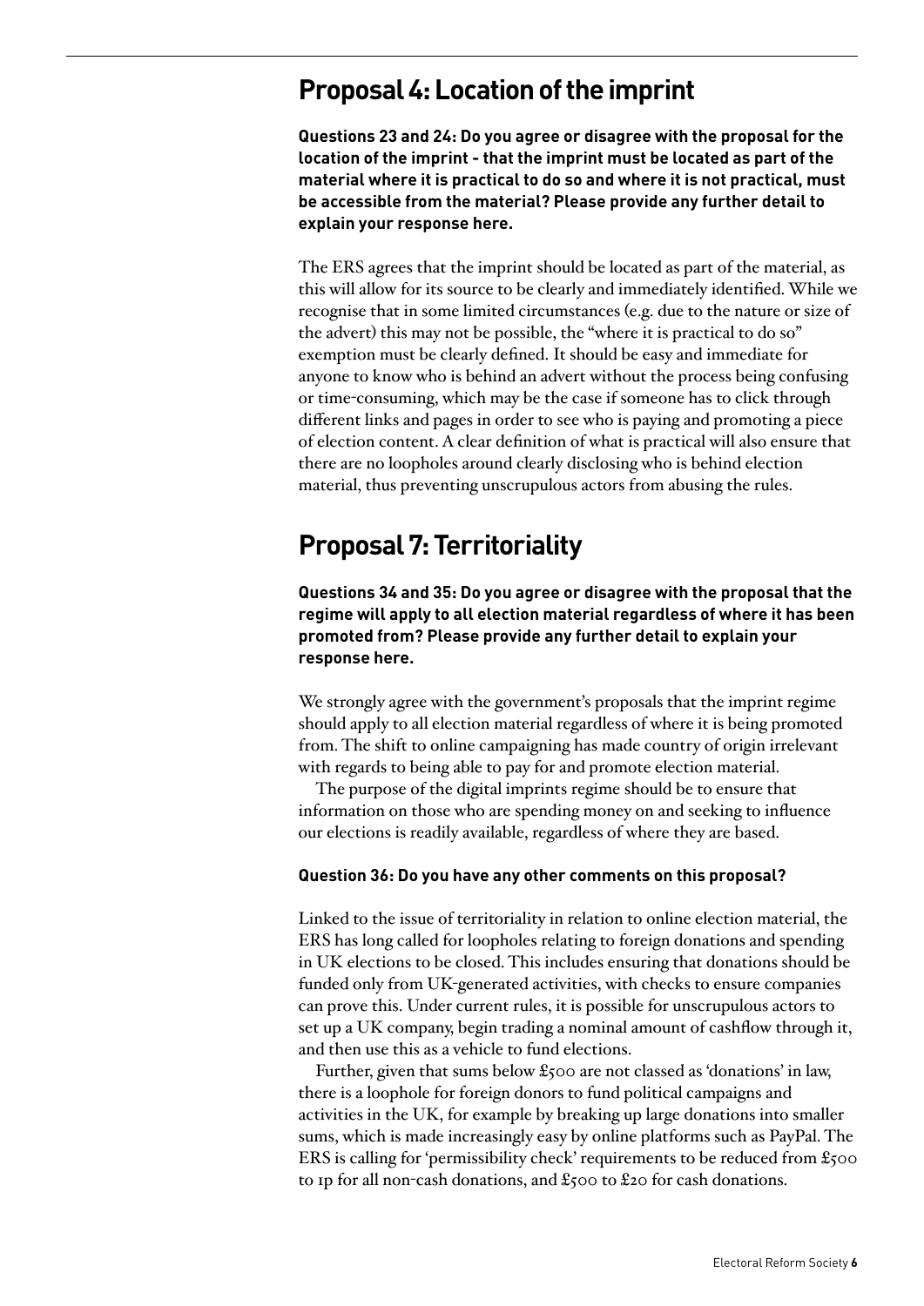## Proposal 4: Location of the imprint

**Questions 23 and 24: Do you agree or disagree with the proposal for the location of the imprint - that the imprint must be located as part of the material where it is practical to do so and where it is not practical, must be accessible from the material? Please provide any further detail to explain your response here.**

The ERS agrees that the imprint should be located as part of the material, as this will allow for its source to be clearly and immediately identified. While we recognise that in some limited circumstances (e.g. due to the nature or size of the advert) this may not be possible, the "where it is practical to do so" exemption must be clearly defined. It should be easy and immediate for anyone to know who is behind an advert without the process being confusing or time-consuming, which may be the case if someone has to click through different links and pages in order to see who is paying and promoting a piece of election content. A clear definition of what is practical will also ensure that there are no loopholes around clearly disclosing who is behind election material, thus preventing unscrupulous actors from abusing the rules.

## Proposal 7: Territoriality

**Questions 34 and 35: Do you agree or disagree with the proposal that the regime will apply to all election material regardless of where it has been promoted from? Please provide any further detail to explain your response here.**

We strongly agree with the government's proposals that the imprint regime should apply to all election material regardless of where it is being promoted from. The shift to online campaigning has made country of origin irrelevant with regards to being able to pay for and promote election material.

The purpose of the digital imprints regime should be to ensure that information on those who are spending money on and seeking to influence our elections is readily available, regardless of where they are based.

**Question 36: Do you have any other comments on this proposal?**

Linked to the issue of territoriality in relation to online election material, the ERS has long called for loopholes relating to foreign donations and spending in UK elections to be closed. This includes ensuring that donations should be funded only from UK-generated activities, with checks to ensure companies can prove this. Under current rules, it is possible for unscrupulous actors to set up a UK company, begin trading a nominal amount of cashflow through it, and then use this as a vehicle to fund elections.

Further, given that sums below £500 are not classed as 'donations' in law, there is a loophole for foreign donors to fund political campaigns and activities in the UK, for example by breaking up large donations into smaller sums, which is made increasingly easy by online platforms such as PayPal. The ERS is calling for 'permissibility check' requirements to be reduced from £500 to 1p for all non-cash donations, and £500 to £20 for cash donations.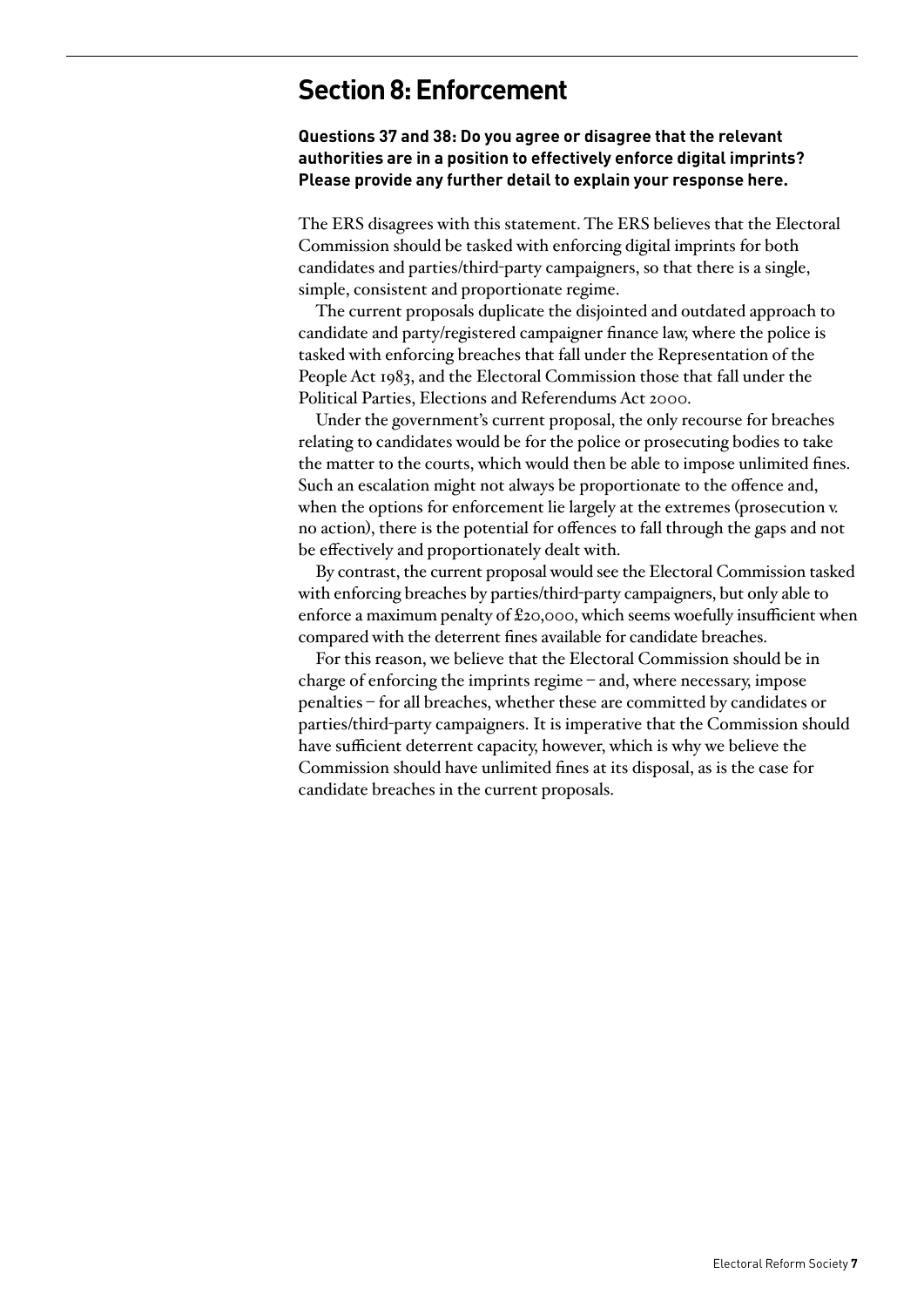## Section 8: Enforcement

**Questions 37 and 38: Do you agree or disagree that the relevant authorities are in a position to effectively enforce digital imprints? Please provide any further detail to explain your response here.**

The ERS disagrees with this statement. The ERS believes that the Electoral Commission should be tasked with enforcing digital imprints for both candidates and parties/third-party campaigners, so that there is a single, simple, consistent and proportionate regime.

The current proposals duplicate the disjointed and outdated approach to candidate and party/registered campaigner finance law, where the police is tasked with enforcing breaches that fall under the Representation of the People Act 1983, and the Electoral Commission those that fall under the Political Parties, Elections and Referendums Act 2000.

Under the government's current proposal, the only recourse for breaches relating to candidates would be for the police or prosecuting bodies to take the matter to the courts, which would then be able to impose unlimited fines. Such an escalation might not always be proportionate to the offence and, when the options for enforcement lie largely at the extremes (prosecution v. no action), there is the potential for offences to fall through the gaps and not be effectively and proportionately dealt with.

By contrast, the current proposal would see the Electoral Commission tasked with enforcing breaches by parties/third-party campaigners, but only able to enforce a maximum penalty of £20,000, which seems woefully insufficient when compared with the deterrent fines available for candidate breaches.

For this reason, we believe that the Electoral Commission should be in charge of enforcing the imprints regime – and, where necessary, impose penalties – for all breaches, whether these are committed by candidates or parties/third-party campaigners. It is imperative that the Commission should have sufficient deterrent capacity, however, which is why we believe the Commission should have unlimited fines at its disposal, as is the case for candidate breaches in the current proposals.